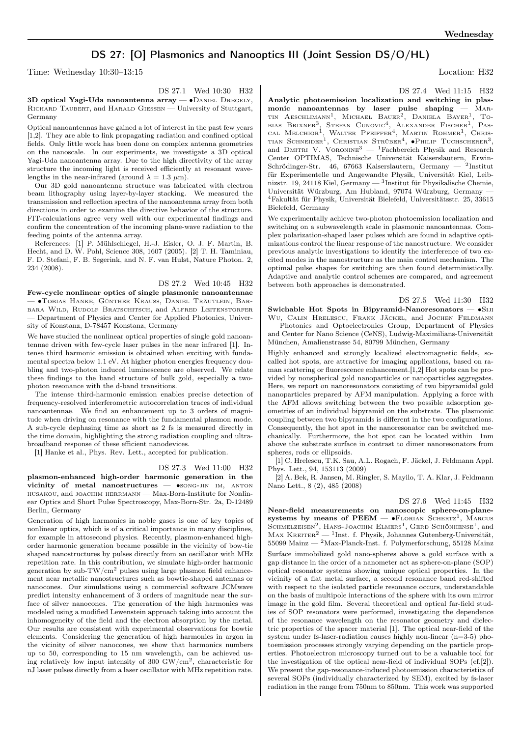# DS 27: [O] Plasmonics and Nanooptics III (Joint Session DS/O/HL)

Time: Wednesday 10:30–13:15 Location: H32

DS 27.1 Wed 10:30 H32

**3D optical Yagi-Uda nanoantenna array** — •Daniel Dregely, Richard Taubert, and Harald Giessen — University of Stuttgart, Germany

Optical nanoantennas have gained a lot of interest in the past few years [1,2]. They are able to link propagating radiation and confined optical fields. Only little work has been done on complex antenna geometries on the nanoscale. In our experiments, we investigate a 3D optical Yagi-Uda nanoantenna array. Due to the high directivity of the array structure the incoming light is received efficiently at resonant wavelengths in the near-infrared (around $\lambda = 1.3$ $\mu$m).

Our 3D gold nanoantenna structure was fabricated with electron beam lithography using layer-by-layer stacking. We measured the transmission and reflection spectra of the nanoantenna array from both directions in order to examine the directive behavior of the structure. FIT-calculations agree very well with our experimental findings and confirm the concentration of the incoming plane-wave radiation to the feeding points of the antenna array.

References: [1] P. Mühlschlegel, H.-J. Eisler, O. J. F. Martin, B. Hecht, and D. W. Pohl, Science 308, 1607 (2005). [2] T. H. Taminiau, F. D. Stefani, F. B. Segerink, and N. F. van Hulst, Nature Photon. 2, 234 (2008).

DS 27.2 Wed 10:45 H32

**Few-cycle nonlinear optics of single plasmonic nanoantennae** — •Tobias Hanke, Günther Krauss, Daniel Träutlein, Barbara Wild, Rudolf Bratschitsch, and Alfred Leitenstorfer — Department of Physics and Center for Applied Photonics, University of Konstanz, D-78457 Konstanz, Germany

We have studied the nonlinear optical properties of single gold nanoantennae driven with few-cycle laser pulses in the near infrared [1]. Intense third harmonic emission is obtained when exciting with fundamental spectra below 1.1 eV. At higher photon energies frequency doubling and two-photon induced luminescence are observed. We relate these findings to the band structure of bulk gold, especially a two-photon resonance with the d-band transitions.

The intense third-harmonic emission enables precise detection of frequency-resolved interferometric autocorrelation traces of individual nanoantennae. We find an enhancement up to 3 orders of magnitude when driving on resonance with the fundamental plasmon mode. A sub-cycle dephasing time as short as 2 fs is measured directly in the time domain, highlighting the strong radiation coupling and ultra-broadband response of these efficient nanodevices.

[1] Hanke et al., Phys. Rev. Lett., accepted for publication.

DS 27.3 Wed 11:00 H32

**plasmon-enhanced high-order harmonic generation in the vicinity of metal nanostructures** — •song-jin im, anton husakou, and joachim herrmann — Max-Born-Institute for Nonlinear Optics and Short Pulse Spectroscopy, Max-Born-Str. 2a, D-12489 Berlin, Germany

Generation of high harmonics in noble gases is one of key topics of nonlinear optics, which is of a critical importance in many disciplines, for example in attosecond physics. Recently, plasmon-enhanced high-order harmonic generation became possible in the vicinity of bow-tie shaped nanostructures by pulses directly from an oscillator with MHz repetition rate. In this contribution, we simulate high-order harmonic generation by sub-TW/cm$^2$ pulses using large plasmon field enhancement near metallic nanostructures such as bowtie-shaped antennas or nanocones. Our simulations using a commercial software JCMwave predict intensity enhancement of 3 orders of magnitude near the surface of silver nanocones. The generation of the high harmonics was modeled using a modified Lewenstein approach taking into account the inhomogeneity of the field and the electron absorption by the metal. Our results are consistent with experimental observations for bowtie elements. Considering the generation of high harmonics in argon in the vicinity of silver nanocones, we show that harmonics numbers up to 50, corresponding to 15 nm wavelength, can be achieved using relatively low input intensity of 300 GW/cm$^2$, characteristic for nJ laser pulses directly from a laser oscillator with MHz repetition rate.

DS 27.4 Wed 11:15 H32

**Analytic photoemission localization and switching in plasmonic nanoantennas by laser pulse shaping** — Martin Aeschlimann[1], Michael Bauer[2], Daniela Bayer[1], Tobias Brixner[3], Stefan Cunovic[4], Alexander Fischer[1], Pascal Melchior[1], Walter Pfeiffer[4], Martin Rohmer[1], Christian Schneider[1], Christian Strüber[4], •Philip Tuchscherer[3], and Dmitri V. Voronine[3] — [1]Fachbereich Physik and Research Center OPTIMAS, Technische Universität Kaiserslautern, Erwin-Schrödinger-Str. 46, 67663 Kaiserslautern, Germany — [2]Institut für Experimentelle und Angewandte Physik, Universität Kiel, Leibnizstr. 19, 24118 Kiel, Germany — [3]Institut für Physikalische Chemie, Universität Würzburg, Am Hubland, 97074 Würzburg, Germany — [4]Fakultät für Physik, Universität Bielefeld, Universitätsstr. 25, 33615 Bielefeld, Germany

We experimentally achieve two-photon photoemission localization and switching on a subwavelength scale in plasmonic nanoantennas. Complex polarization-shaped laser pulses which are found in adaptive optimizations control the linear response of the nanostructure. We consider previous analytic investigations to identify the interference of two excited modes in the nanostructure as the main control mechanism. The optimal pulse shapes for switching are then found deterministically. Adaptive and analytic control schemes are compared, and agreement between both approaches is demonstrated.

DS 27.5 Wed 11:30 H32

**Swichable Hot Spots in Bipyramid-Nanoresonators** — •Siji Wu, Calin Hrelescu, Frank Jäckel, and Jochen Feldmann — Photonics and Optoelectronics Group, Department of Physics and Center for Nano Science (CeNS), Ludwig-Maximilians-Universität München, Amalienstrasse 54, 80799 München, Germany

Highly enhanced and strongly localized electromagnetic fields, so-called hot spots, are attractive for imaging applications, based on raman scattering or fluorescence enhancement.[1,2] Hot spots can be provided by nonspherical gold nanoparticles or nanoparticles aggregates. Here, we report on nanoresonators consisting of two bipyramidal gold nanoparticles prepared by AFM manipulation. Applying a force with the AFM allows switching between the two possible adsorption geometries of an individual bipyramid on the substrate. The plasmonic coupling between two bipyramids is different in the two configurations. Consequently, the hot spot in the nanoresonator can be switched mechanically. Furthermore, the hot spot can be located within 1nm above the substrate surface in contrast to dimer nanoresonators from spheres, rods or ellipsoids.

[1] C. Hrelescu, T.K. Sau, A.L. Rogach, F. Jäckel, J. Feldmann Appl. Phys. Lett., 94, 153113 (2009)

[2] A. Bek, R. Jansen, M. Ringler, S. Mayilo, T. A. Klar, J. Feldmann Nano Lett., 8 (2), 485 (2008)

DS 27.6 Wed 11:45 H32

**Near-field measurements on nanoscopic sphere-on-plane-systems by means of PEEM** — •Florian Schertz[1], Marcus Schmelzeisen[2], Hans-Joachim Elmers[1], Gerd Schönhense[1], and Max Kreiter[2] — [1]Inst. f. Physik, Johannes Gutenberg-Universität, 55099 Mainz — [2]Max-Planck-Inst. f. Polymerforschung, 55128 Mainz

Surface immobilized gold nano-spheres above a gold surface with a gap distance in the order of a nanometer act as sphere-on-plane (SOP) optical resonator systems showing unique optical properties. In the vicinity of a flat metal surface, a second resonance band red-shifted with respect to the isolated particle resonance occurs, understandable on the basis of multipole interactions of the sphere with its own mirror image in the gold film. Several theoretical and optical far-field studies of SOP resonators were performed, investigating the dependence of the resonance wavelength on the resonator geometry and dielectric properties of the spacer material [1]. The optical near-field of the system under fs-laser-radiation causes highly non-linear (n=3-5) photoemission processes strongly varying depending on the particle properties. Photoelectron microscopy turned out to be a valuable tool for the investigation of the optical near-field of individual SOPs (cf.[2]). We present the gap-resonance-induced photoemission characteristics of several SOPs (individually characterized by SEM), excited by fs-laser radiation in the range from 750nm to 850nm. This work was supported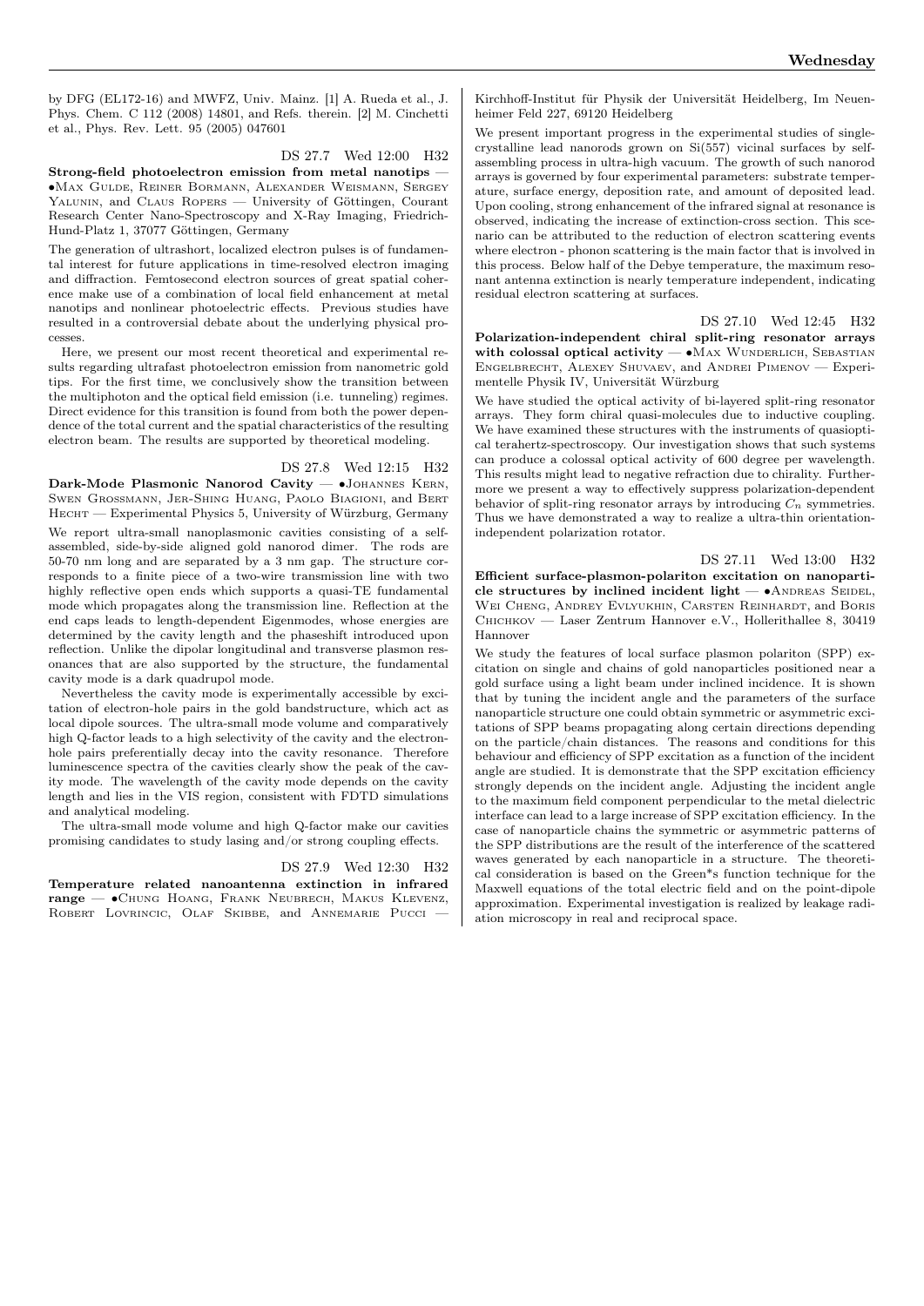by DFG (EL172-16) and MWFZ, Univ. Mainz. [1] A. Rueda et al., J. Phys. Chem. C 112 (2008) 14801, and Refs. therein. [2] M. Cinchetti et al., Phys. Rev. Lett. 95 (2005) 047601

DS 27.7 Wed 12:00 H32

**Strong-field photoelectron emission from metal nanotips** — •Max Gulde, Reiner Bormann, Alexander Weismann, Sergey Yalunin, and Claus Ropers — University of Göttingen, Courant Research Center Nano-Spectroscopy and X-Ray Imaging, Friedrich-Hund-Platz 1, 37077 Göttingen, Germany

The generation of ultrashort, localized electron pulses is of fundamental interest for future applications in time-resolved electron imaging and diffraction. Femtosecond electron sources of great spatial coherence make use of a combination of local field enhancement at metal nanotips and nonlinear photoelectric effects. Previous studies have resulted in a controversial debate about the underlying physical processes.

Here, we present our most recent theoretical and experimental results regarding ultrafast photoelectron emission from nanometric gold tips. For the first time, we conclusively show the transition between the multiphoton and the optical field emission (i.e. tunneling) regimes. Direct evidence for this transition is found from both the power dependence of the total current and the spatial characteristics of the resulting electron beam. The results are supported by theoretical modeling.

DS 27.8 Wed 12:15 H32

**Dark-Mode Plasmonic Nanorod Cavity** — •Johannes Kern, Swen Grossmann, Jer-Shing Huang, Paolo Biagioni, and Bert Hecht — Experimental Physics 5, University of Würzburg, Germany

We report ultra-small nanoplasmonic cavities consisting of a self-assembled, side-by-side aligned gold nanorod dimer. The rods are 50-70 nm long and are separated by a 3 nm gap. The structure corresponds to a finite piece of a two-wire transmission line with two highly reflective open ends which supports a quasi-TE fundamental mode which propagates along the transmission line. Reflection at the end caps leads to length-dependent Eigenmodes, whose energies are determined by the cavity length and the phaseshift introduced upon reflection. Unlike the dipolar longitudinal and transverse plasmon resonances that are also supported by the structure, the fundamental cavity mode is a dark quadrupol mode.

Nevertheless the cavity mode is experimentally accessible by excitation of electron-hole pairs in the gold bandstructure, which act as local dipole sources. The ultra-small mode volume and comparatively high Q-factor leads to a high selectivity of the cavity and the electron-hole pairs preferentially decay into the cavity resonance. Therefore luminescence spectra of the cavities clearly show the peak of the cavity mode. The wavelength of the cavity mode depends on the cavity length and lies in the VIS region, consistent with FDTD simulations and analytical modeling.

The ultra-small mode volume and high Q-factor make our cavities promising candidates to study lasing and/or strong coupling effects.

DS 27.9 Wed 12:30 H32

**Temperature related nanoantenna extinction in infrared range** — •Chung Hoang, Frank Neubrech, Makus Klevenz, Robert Lovrincic, Olaf Skibbe, and Annemarie Pucci — Kirchhoff-Institut für Physik der Universität Heidelberg, Im Neuenheimer Feld 227, 69120 Heidelberg

We present important progress in the experimental studies of single-crystalline lead nanorods grown on Si(557) vicinal surfaces by self-assembling process in ultra-high vacuum. The growth of such nanorod arrays is governed by four experimental parameters: substrate temperature, surface energy, deposition rate, and amount of deposited lead. Upon cooling, strong enhancement of the infrared signal at resonance is observed, indicating the increase of extinction-cross section. This scenario can be attributed to the reduction of electron scattering events where electron - phonon scattering is the main factor that is involved in this process. Below half of the Debye temperature, the maximum resonant antenna extinction is nearly temperature independent, indicating residual electron scattering at surfaces.

DS 27.10 Wed 12:45 H32

**Polarization-independent chiral split-ring resonator arrays with colossal optical activity** — •Max Wunderlich, Sebastian Engelbrecht, Alexey Shuvaev, and Andrei Pimenov — Experimentelle Physik IV, Universität Würzburg

We have studied the optical activity of bi-layered split-ring resonator arrays. They form chiral quasi-molecules due to inductive coupling. We have examined these structures with the instruments of quasioptical terahertz-spectroscopy. Our investigation shows that such systems can produce a colossal optical activity of 600 degree per wavelength. This results might lead to negative refraction due to chirality. Furthermore we present a way to effectively suppress polarization-dependent behavior of split-ring resonator arrays by introducing $C_n$ symmetries. Thus we have demonstrated a way to realize a ultra-thin orientation-independent polarization rotator.

DS 27.11 Wed 13:00 H32

**Efficient surface-plasmon-polariton excitation on nanoparticle structures by inclined incident light** — •Andreas Seidel, Wei Cheng, Andrey Evlyukhin, Carsten Reinhardt, and Boris Chichkov — Laser Zentrum Hannover e.V., Hollerithallee 8, 30419 Hannover

We study the features of local surface plasmon polariton (SPP) excitation on single and chains of gold nanoparticles positioned near a gold surface using a light beam under inclined incidence. It is shown that by tuning the incident angle and the parameters of the surface nanoparticle structure one could obtain symmetric or asymmetric excitations of SPP beams propagating along certain directions depending on the particle/chain distances. The reasons and conditions for this behaviour and efficiency of SPP excitation as a function of the incident angle are studied. It is demonstrate that the SPP excitation efficiency strongly depends on the incident angle. Adjusting the incident angle to the maximum field component perpendicular to the metal dielectric interface can lead to a large increase of SPP excitation efficiency. In the case of nanoparticle chains the symmetric or asymmetric patterns of the SPP distributions are the result of the interference of the scattered waves generated by each nanoparticle in a structure. The theoretical consideration is based on the Green*s function technique for the Maxwell equations of the total electric field and on the point-dipole approximation. Experimental investigation is realized by leakage radiation microscopy in real and reciprocal space.